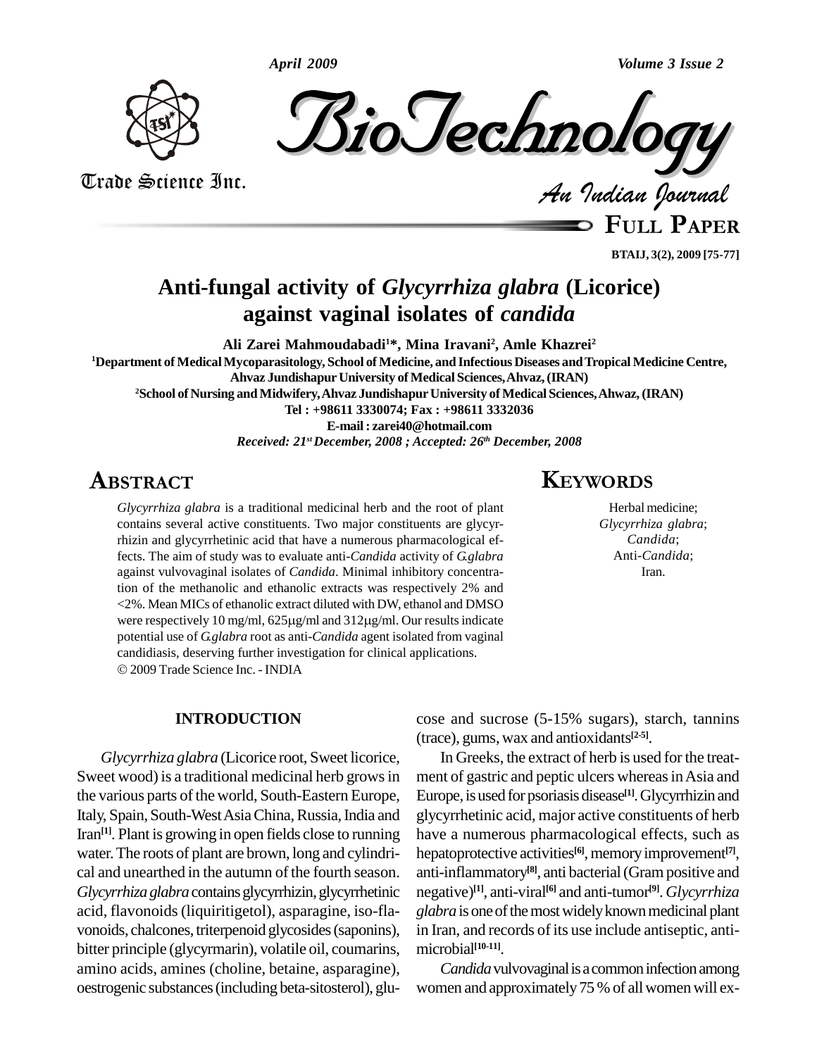# Anti-fungal activity of *Glycyrrhiza glabra* (Licorice) against vaginal isolates of *candida*

**Ali Zarei Mahmoudabadi[1]*, Mina Iravani[2], Amle Khazrei[2]**

[1]Department of Medical Mycoparasitology, School of Medicine, and Infectious Diseases and Tropical Medicine Centre, Ahvaz Jundishapur University of Medical Sciences, Ahvaz, (IRAN)

[2]School of Nursing and Midwifery, Ahvaz Jundishapur University of Medical Sciences, Ahwaz, (IRAN)

Tel : +98611 3330074; Fax : +98611 3332036

E-mail : zarei40@hotmail.com

*Received: 21st December, 2008 ; Accepted: 26th December, 2008*

## ABSTRACT

*Glycyrrhiza glabra* is a traditional medicinal herb and the root of plant contains several active constituents. Two major constituents are glycyrrhizin and glycyrrhetinic acid that have a numerous pharmacological effects. The aim of study was to evaluate anti-*Candida* activity of *G.glabra* against vulvovaginal isolates of *Candida*. Minimal inhibitory concentration of the methanolic and ethanolic extracts was respectively 2% and <2%. Mean MICs of ethanolic extract diluted with DW, ethanol and DMSO were respectively 10 mg/ml, 625μg/ml and 312μg/ml. Our results indicate potential use of *G.glabra* root as anti-*Candida* agent isolated from vaginal candidiasis, deserving further investigation for clinical applications.

© 2009 Trade Science Inc. - INDIA

## KEYWORDS

Herbal medicine;
*Glycyrrhiza glabra*;
*Candida*;
Anti-*Candida*;
Iran.

## INTRODUCTION

*Glycyrrhiza glabra* (Licorice root, Sweet licorice, Sweet wood) is a traditional medicinal herb grows in the various parts of the world, South-Eastern Europe, Italy, Spain, South-West Asia China, Russia, India and Iran[1]. Plant is growing in open fields close to running water. The roots of plant are brown, long and cylindrical and unearthed in the autumn of the fourth season. *Glycyrrhiza glabra* contains glycyrrhizin, glycyrrhetinic acid, flavonoids (liquiritigetol), asparagine, iso-flavonoids, chalcones, triterpenoid glycosides (saponins), bitter principle (glycymarin), volatile oil, coumarins, amino acids, amines (choline, betaine, asparagine), oestrogenic substances (including beta-sitosterol), glucose and sucrose (5-15% sugars), starch, tannins (trace), gums, wax and antioxidants[2-5].

In Greeks, the extract of herb is used for the treatment of gastric and peptic ulcers whereas in Asia and Europe, is used for psoriasis disease[1]. Glycyrrhizin and glycyrrhetinic acid, major active constituents of herb have a numerous pharmacological effects, such as hepatoprotective activities[6], memory improvement[7], anti-inflammatory[8], anti bacterial (Gram positive and negative)[1], anti-viral[6] and anti-tumor[9]. *Glycyrrhiza glabra* is one of the most widely known medicinal plant in Iran, and records of its use include antiseptic, antimicrobial[10-11].

*Candida* vulvovaginal is a common infection among women and approximately 75 % of all women will ex-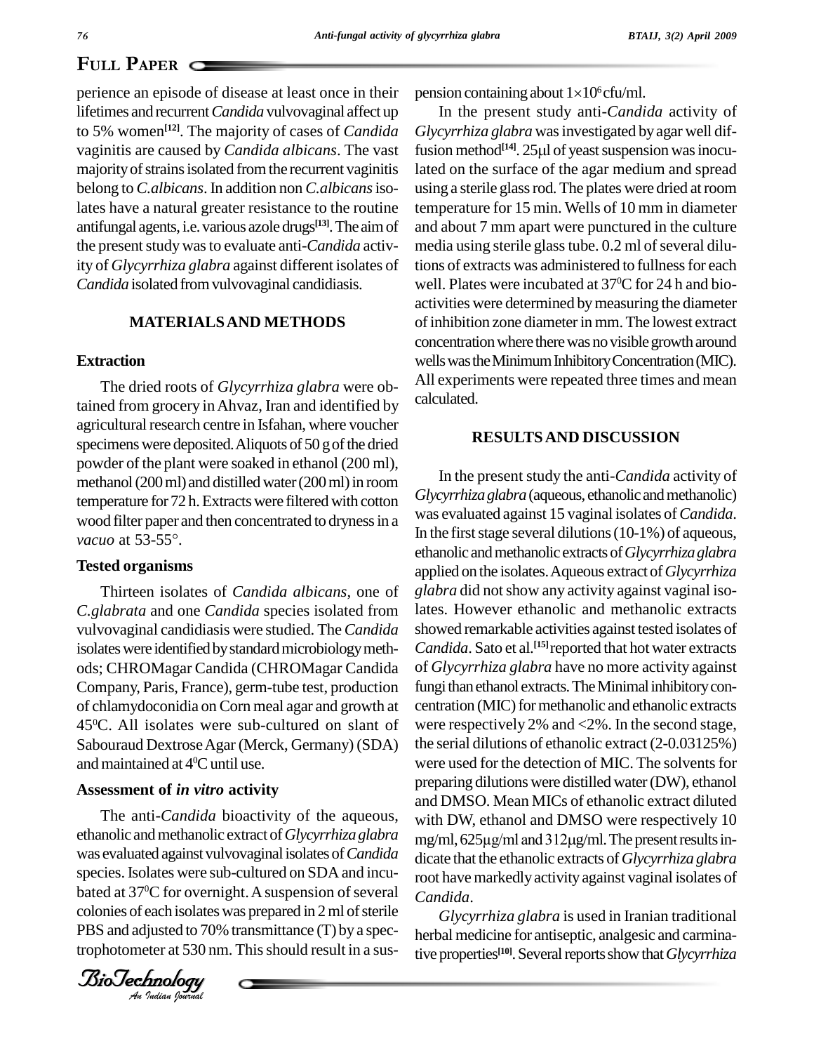perience an episode of disease at least once in their lifetimes and recurrent *Candida* vulvovaginal affect up to 5% women[12]. The majority of cases of *Candida* vaginitis are caused by *Candida albicans*. The vast majority of strains isolated from the recurrent vaginitis belong to *C.albicans*. In addition non *C.albicans* isolates have a natural greater resistance to the routine antifungal agents, i.e. various azole drugs[13]. The aim of the present study was to evaluate anti-*Candida* activity of *Glycyrrhiza glabra* against different isolates of *Candida* isolated from vulvovaginal candidiasis.

## MATERIALS AND METHODS

### Extraction

The dried roots of *Glycyrrhiza glabra* were obtained from grocery in Ahvaz, Iran and identified by agricultural research centre in Isfahan, where voucher specimens were deposited. Aliquots of 50 g of the dried powder of the plant were soaked in ethanol (200 ml), methanol (200 ml) and distilled water (200 ml) in room temperature for 72 h. Extracts were filtered with cotton wood filter paper and then concentrated to dryness in a *vacuo* at 53-55°.

### Tested organisms

Thirteen isolates of *Candida albicans*, one of *C.glabrata* and one *Candida* species isolated from vulvovaginal candidiasis were studied. The *Candida* isolates were identified by standard microbiology methods; CHROMagar Candida (CHROMagar Candida Company, Paris, France), germ-tube test, production of chlamydoconidia on Corn meal agar and growth at $45^0$C. All isolates were sub-cultured on slant of Sabouraud Dextrose Agar (Merck, Germany) (SDA) and maintained at $4^0$C until use.

### Assessment of *in vitro* activity

The anti-*Candida* bioactivity of the aqueous, ethanolic and methanolic extract of *Glycyrrhiza glabra* was evaluated against vulvovaginal isolates of *Candida* species. Isolates were sub-cultured on SDA and incubated at $37^0$C for overnight. A suspension of several colonies of each isolates was prepared in 2 ml of sterile PBS and adjusted to 70% transmittance (T) by a spectrophotometer at 530 nm. This should result in a suspension containing about $1\times10^6$ cfu/ml.

In the present study anti-*Candida* activity of *Glycyrrhiza glabra* was investigated by agar well diffusion method[14]. 25μl of yeast suspension was inoculated on the surface of the agar medium and spread using a sterile glass rod. The plates were dried at room temperature for 15 min. Wells of 10 mm in diameter and about 7 mm apart were punctured in the culture media using sterile glass tube. 0.2 ml of several dilutions of extracts was administered to fullness for each well. Plates were incubated at $37^0$C for 24 h and bioactivities were determined by measuring the diameter of inhibition zone diameter in mm. The lowest extract concentration where there was no visible growth around wells was the Minimum Inhibitory Concentration (MIC). All experiments were repeated three times and mean calculated.

## RESULTS AND DISCUSSION

In the present study the anti-*Candida* activity of *Glycyrrhiza glabra* (aqueous, ethanolic and methanolic) was evaluated against 15 vaginal isolates of *Candida*. In the first stage several dilutions (10-1%) of aqueous, ethanolic and methanolic extracts of *Glycyrrhiza glabra* applied on the isolates. Aqueous extract of *Glycyrrhiza glabra* did not show any activity against vaginal isolates. However ethanolic and methanolic extracts showed remarkable activities against tested isolates of *Candida*. Sato et al.[15] reported that hot water extracts of *Glycyrrhiza glabra* have no more activity against fungi than ethanol extracts. The Minimal inhibitory concentration (MIC) for methanolic and ethanolic extracts were respectively 2% and <2%. In the second stage, the serial dilutions of ethanolic extract (2-0.03125%) were used for the detection of MIC. The solvents for preparing dilutions were distilled water (DW), ethanol and DMSO. Mean MICs of ethanolic extract diluted with DW, ethanol and DMSO were respectively 10 mg/ml, 625μg/ml and 312μg/ml. The present results indicate that the ethanolic extracts of *Glycyrrhiza glabra* root have markedly activity against vaginal isolates of *Candida*.

*Glycyrrhiza glabra* is used in Iranian traditional herbal medicine for antiseptic, analgesic and carminative properties[10]. Several reports show that *Glycyrrhiza*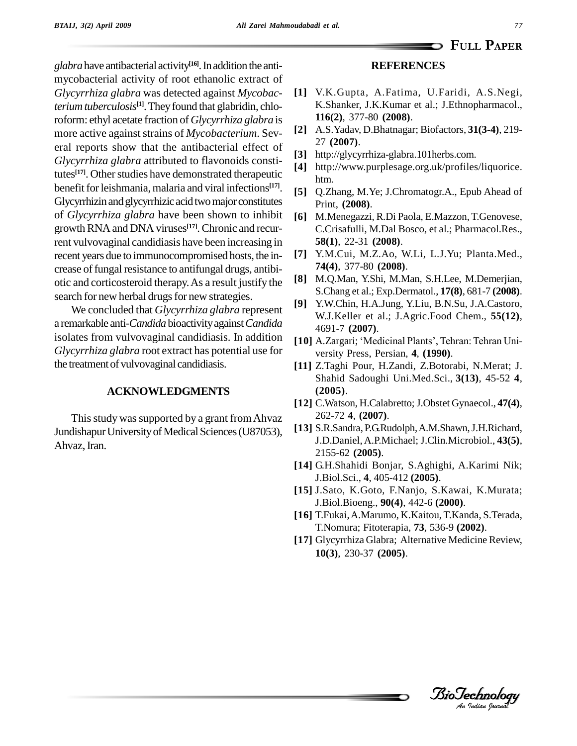*glabra* have antibacterial activity[16]. In addition the antimycobacterial activity of root ethanolic extract of *Glycyrrhiza glabra* was detected against *Mycobacterium tuberculosis*[1]. They found that glabridin, chloroform: ethyl acetate fraction of *Glycyrrhiza glabra* is more active against strains of *Mycobacterium*. Several reports show that the antibacterial effect of *Glycyrrhiza glabra* attributed to flavonoids constitutes[17]. Other studies have demonstrated therapeutic benefit for leishmania, malaria and viral infections[17]. Glycyrrhizin and glycyrrhizic acid two major constitutes of *Glycyrrhiza glabra* have been shown to inhibit growth RNA and DNA viruses[17]. Chronic and recurrent vulvovaginal candidiasis have been increasing in recent years due to immunocompromised hosts, the increase of fungal resistance to antifungal drugs, antibiotic and corticosteroid therapy. As a result justify the search for new herbal drugs for new strategies.

We concluded that *Glycyrrhiza glabra* represent a remarkable anti-*Candida* bioactivity against *Candida* isolates from vulvovaginal candidiasis. In addition *Glycyrrhiza glabra* root extract has potential use for the treatment of vulvovaginal candidiasis.

## ACKNOWLEDGMENTS

This study was supported by a grant from Ahvaz Jundishapur University of Medical Sciences (U87053), Ahvaz, Iran.

## REFERENCES

[1] V.K.Gupta, A.Fatima, U.Faridi, A.S.Negi, K.Shanker, J.K.Kumar et al.; J.Ethnopharmacol., **116(2)**, 377-80 **(2008)**.

[2] A.S.Yadav, D.Bhatnagar; Biofactors, **31(3-4)**, 219-27 **(2007)**.

[3] http://glycyrrhiza-glabra.101herbs.com.

[4] http://www.purplesage.org.uk/profiles/liquorice.htm.

[5] Q.Zhang, M.Ye; J.Chromatogr.A., Epub Ahead of Print, **(2008)**.

[6] M.Menegazzi, R.Di Paola, E.Mazzon, T.Genovese, C.Crisafulli, M.Dal Bosco, et al.; Pharmacol.Res., **58(1)**, 22-31 **(2008)**.

[7] Y.M.Cui, M.Z.Ao, W.Li, L.J.Yu; Planta.Med., **74(4)**, 377-80 **(2008)**.

[8] M.Q.Man, Y.Shi, M.Man, S.H.Lee, M.Demerjian, S.Chang et al.; Exp.Dermatol., **17(8)**, 681-7 **(2008)**.

[9] Y.W.Chin, H.A.Jung, Y.Liu, B.N.Su, J.A.Castoro, W.J.Keller et al.; J.Agric.Food Chem., **55(12)**, 4691-7 **(2007)**.

[10] A.Zargari; 'Medicinal Plants', Tehran: Tehran University Press, Persian, **4**, **(1990)**.

[11] Z.Taghi Pour, H.Zandi, Z.Botorabi, N.Merat; J. Shahid Sadoughi Uni.Med.Sci., **3(13)**, 45-52 **4**, **(2005)**.

[12] C.Watson, H.Calabretto; J.Obstet Gynaecol., **47(4)**, 262-72 **4**, **(2007)**.

[13] S.R.Sandra, P.G.Rudolph, A.M.Shawn, J.H.Richard, J.D.Daniel, A.P.Michael; J.Clin.Microbiol., **43(5)**, 2155-62 **(2005)**.

[14] G.H.Shahidi Bonjar, S.Aghighi, A.Karimi Nik; J.Biol.Sci., **4**, 405-412 **(2005)**.

[15] J.Sato, K.Goto, F.Nanjo, S.Kawai, K.Murata; J.Biol.Bioeng., **90(4)**, 442-6 **(2000)**.

[16] T.Fukai, A.Marumo, K.Kaitou, T.Kanda, S.Terada, T.Nomura; Fitoterapia, **73**, 536-9 **(2002)**.

[17] Glycyrrhiza Glabra; Alternative Medicine Review, **10(3)**, 230-37 **(2005)**.